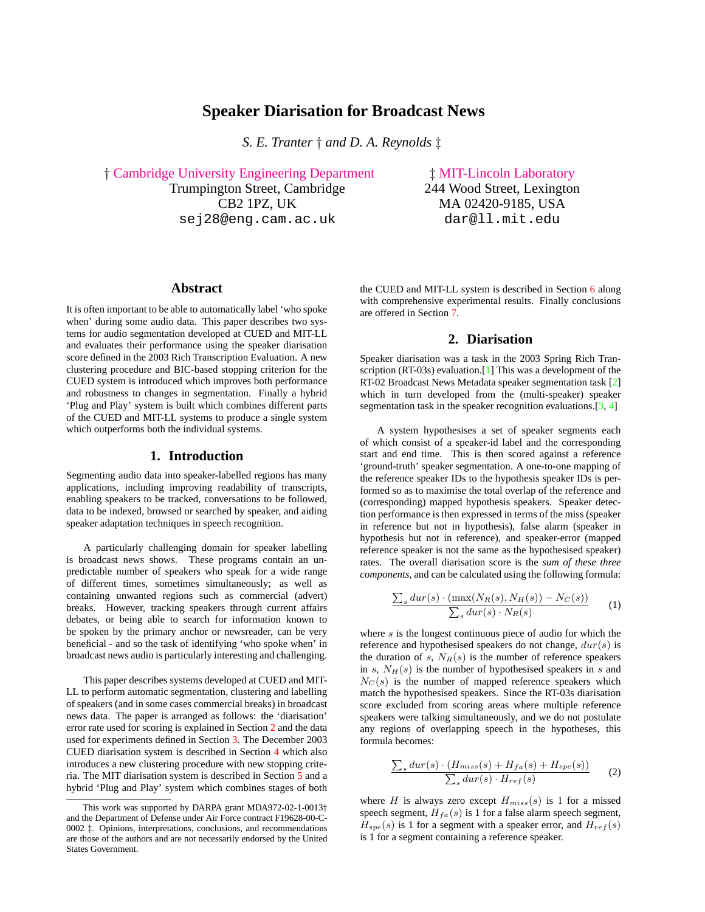# Speaker Diarisation for Broadcast News

*S. E. Tranter † and D. A. Reynolds ‡*

† Cambridge University Engineering Department
Trumpington Street, Cambridge
CB2 1PZ, UK
sej28@eng.cam.ac.uk

‡ MIT-Lincoln Laboratory
244 Wood Street, Lexington
MA 02420-9185, USA
dar@ll.mit.edu

## Abstract

It is often important to be able to automatically label 'who spoke when' during some audio data. This paper describes two systems for audio segmentation developed at CUED and MIT-LL and evaluates their performance using the speaker diarisation score defined in the 2003 Rich Transcription Evaluation. A new clustering procedure and BIC-based stopping criterion for the CUED system is introduced which improves both performance and robustness to changes in segmentation. Finally a hybrid 'Plug and Play' system is built which combines different parts of the CUED and MIT-LL systems to produce a single system which outperforms both the individual systems.

## 1. Introduction

Segmenting audio data into speaker-labelled regions has many applications, including improving readability of transcripts, enabling speakers to be tracked, conversations to be followed, data to be indexed, browsed or searched by speaker, and aiding speaker adaptation techniques in speech recognition.

A particularly challenging domain for speaker labelling is broadcast news shows. These programs contain an unpredictable number of speakers who speak for a wide range of different times, sometimes simultaneously; as well as containing unwanted regions such as commercial (advert) breaks. However, tracking speakers through current affairs debates, or being able to search for information known to be spoken by the primary anchor or newsreader, can be very beneficial - and so the task of identifying 'who spoke when' in broadcast news audio is particularly interesting and challenging.

This paper describes systems developed at CUED and MIT-LL to perform automatic segmentation, clustering and labelling of speakers (and in some cases commercial breaks) in broadcast news data. The paper is arranged as follows: the 'diarisation' error rate used for scoring is explained in Section 2 and the data used for experiments defined in Section 3. The December 2003 CUED diarisation system is described in Section 4 which also introduces a new clustering procedure with new stopping criteria. The MIT diarisation system is described in Section 5 and a hybrid 'Plug and Play' system which combines stages of both the CUED and MIT-LL system is described in Section 6 along with comprehensive experimental results. Finally conclusions are offered in Section 7.

This work was supported by DARPA grant MDA972-02-1-0013† and the Department of Defense under Air Force contract F19628-00-C-0002 ‡. Opinions, interpretations, conclusions, and recommendations are those of the authors and are not necessarily endorsed by the United States Government.

## 2. Diarisation

Speaker diarisation was a task in the 2003 Spring Rich Transcription (RT-03s) evaluation.[1] This was a development of the RT-02 Broadcast News Metadata speaker segmentation task [2] which in turn developed from the (multi-speaker) speaker segmentation task in the speaker recognition evaluations.[3, 4]

A system hypothesises a set of speaker segments each of which consist of a speaker-id label and the corresponding start and end time. This is then scored against a reference 'ground-truth' speaker segmentation. A one-to-one mapping of the reference speaker IDs to the hypothesis speaker IDs is performed so as to maximise the total overlap of the reference and (corresponding) mapped hypothesis speakers. Speaker detection performance is then expressed in terms of the miss (speaker in reference but not in hypothesis), false alarm (speaker in hypothesis but not in reference), and speaker-error (mapped reference speaker is not the same as the hypothesised speaker) rates. The overall diarisation score is the *sum of these three components*, and can be calculated using the following formula:

$$\frac{\sum_s dur(s) \cdot (\max(N_R(s), N_H(s)) - N_C(s))}{\sum_s dur(s) \cdot N_R(s)} \qquad (1)$$

where $s$ is the longest continuous piece of audio for which the reference and hypothesised speakers do not change, $dur(s)$ is the duration of $s$, $N_R(s)$ is the number of reference speakers in $s$, $N_H(s)$ is the number of hypothesised speakers in $s$ and $N_C(s)$ is the number of mapped reference speakers which match the hypothesised speakers. Since the RT-03s diarisation score excluded from scoring areas where multiple reference speakers were talking simultaneously, and we do not postulate any regions of overlapping speech in the hypotheses, this formula becomes:

$$\frac{\sum_s dur(s) \cdot (H_{miss}(s) + H_{fa}(s) + H_{spe}(s))}{\sum_s dur(s) \cdot H_{ref}(s)} \qquad (2)$$

where $H$ is always zero except $H_{miss}(s)$ is 1 for a missed speech segment, $H_{fa}(s)$ is 1 for a false alarm speech segment, $H_{spe}(s)$ is 1 for a segment with a speaker error, and $H_{ref}(s)$ is 1 for a segment containing a reference speaker.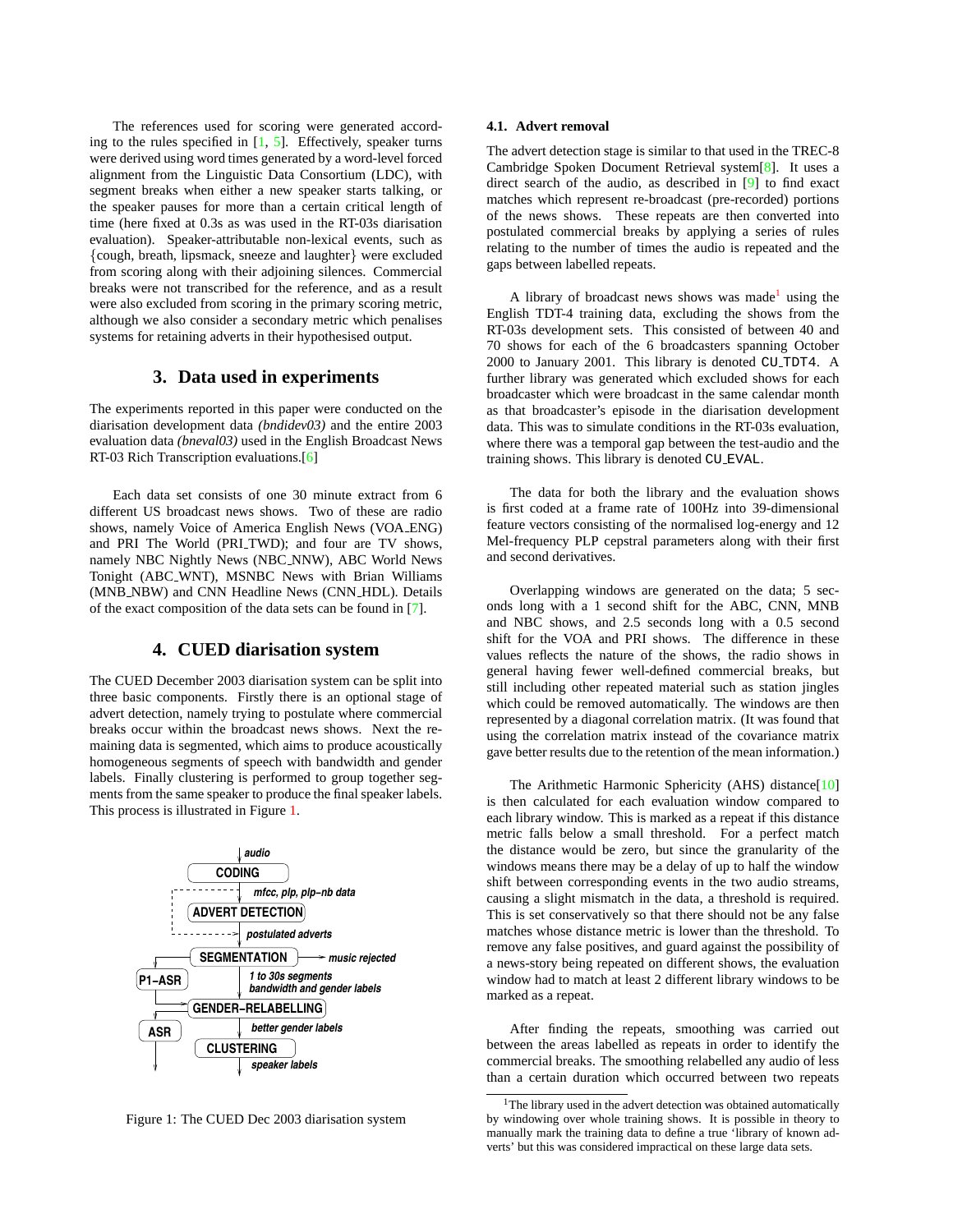The references used for scoring were generated according to the rules specified in [1, 5]. Effectively, speaker turns were derived using word times generated by a word-level forced alignment from the Linguistic Data Consortium (LDC), with segment breaks when either a new speaker starts talking, or the speaker pauses for more than a certain critical length of time (here fixed at 0.3s as was used in the RT-03s diarisation evaluation). Speaker-attributable non-lexical events, such as {cough, breath, lipsmack, sneeze and laughter} were excluded from scoring along with their adjoining silences. Commercial breaks were not transcribed for the reference, and as a result were also excluded from scoring in the primary scoring metric, although we also consider a secondary metric which penalises systems for retaining adverts in their hypothesised output.

## 3. Data used in experiments

The experiments reported in this paper were conducted on the diarisation development data *(bndidev03)* and the entire 2003 evaluation data *(bneval03)* used in the English Broadcast News RT-03 Rich Transcription evaluations.[6]

Each data set consists of one 30 minute extract from 6 different US broadcast news shows. Two of these are radio shows, namely Voice of America English News (VOA_ENG) and PRI The World (PRI_TWD); and four are TV shows, namely NBC Nightly News (NBC_NNW), ABC World News Tonight (ABC_WNT), MSNBC News with Brian Williams (MNB_NBW) and CNN Headline News (CNN_HDL). Details of the exact composition of the data sets can be found in [7].

## 4. CUED diarisation system

The CUED December 2003 diarisation system can be split into three basic components. Firstly there is an optional stage of advert detection, namely trying to postulate where commercial breaks occur within the broadcast news shows. Next the remaining data is segmented, which aims to produce acoustically homogeneous segments of speech with bandwidth and gender labels. Finally clustering is performed to group together segments from the same speaker to produce the final speaker labels. This process is illustrated in Figure 1.

Figure 1: The CUED Dec 2003 diarisation system

### 4.1. Advert removal

The advert detection stage is similar to that used in the TREC-8 Cambridge Spoken Document Retrieval system[8]. It uses a direct search of the audio, as described in [9] to find exact matches which represent re-broadcast (pre-recorded) portions of the news shows. These repeats are then converted into postulated commercial breaks by applying a series of rules relating to the number of times the audio is repeated and the gaps between labelled repeats.

A library of broadcast news shows was made[1] using the English TDT-4 training data, excluding the shows from the RT-03s development sets. This consisted of between 40 and 70 shows for each of the 6 broadcasters spanning October 2000 to January 2001. This library is denoted CU_TDT4. A further library was generated which excluded shows for each broadcaster which were broadcast in the same calendar month as that broadcaster's episode in the diarisation development data. This was to simulate conditions in the RT-03s evaluation, where there was a temporal gap between the test-audio and the training shows. This library is denoted CU_EVAL.

The data for both the library and the evaluation shows is first coded at a frame rate of 100Hz into 39-dimensional feature vectors consisting of the normalised log-energy and 12 Mel-frequency PLP cepstral parameters along with their first and second derivatives.

Overlapping windows are generated on the data; 5 seconds long with a 1 second shift for the ABC, CNN, MNB and NBC shows, and 2.5 seconds long with a 0.5 second shift for the VOA and PRI shows. The difference in these values reflects the nature of the shows, the radio shows in general having fewer well-defined commercial breaks, but still including other repeated material such as station jingles which could be removed automatically. The windows are then represented by a diagonal correlation matrix. (It was found that using the correlation matrix instead of the covariance matrix gave better results due to the retention of the mean information.)

The Arithmetic Harmonic Sphericity (AHS) distance[10] is then calculated for each evaluation window compared to each library window. This is marked as a repeat if this distance metric falls below a small threshold. For a perfect match the distance would be zero, but since the granularity of the windows means there may be a delay of up to half the window shift between corresponding events in the two audio streams, causing a slight mismatch in the data, a threshold is required. This is set conservatively so that there should not be any false matches whose distance metric is lower than the threshold. To remove any false positives, and guard against the possibility of a news-story being repeated on different shows, the evaluation window had to match at least 2 different library windows to be marked as a repeat.

After finding the repeats, smoothing was carried out between the areas labelled as repeats in order to identify the commercial breaks. The smoothing relabelled any audio of less than a certain duration which occurred between two repeats

[1] The library used in the advert detection was obtained automatically by windowing over whole training shows. It is possible in theory to manually mark the training data to define a true 'library of known adverts' but this was considered impractical on these large data sets.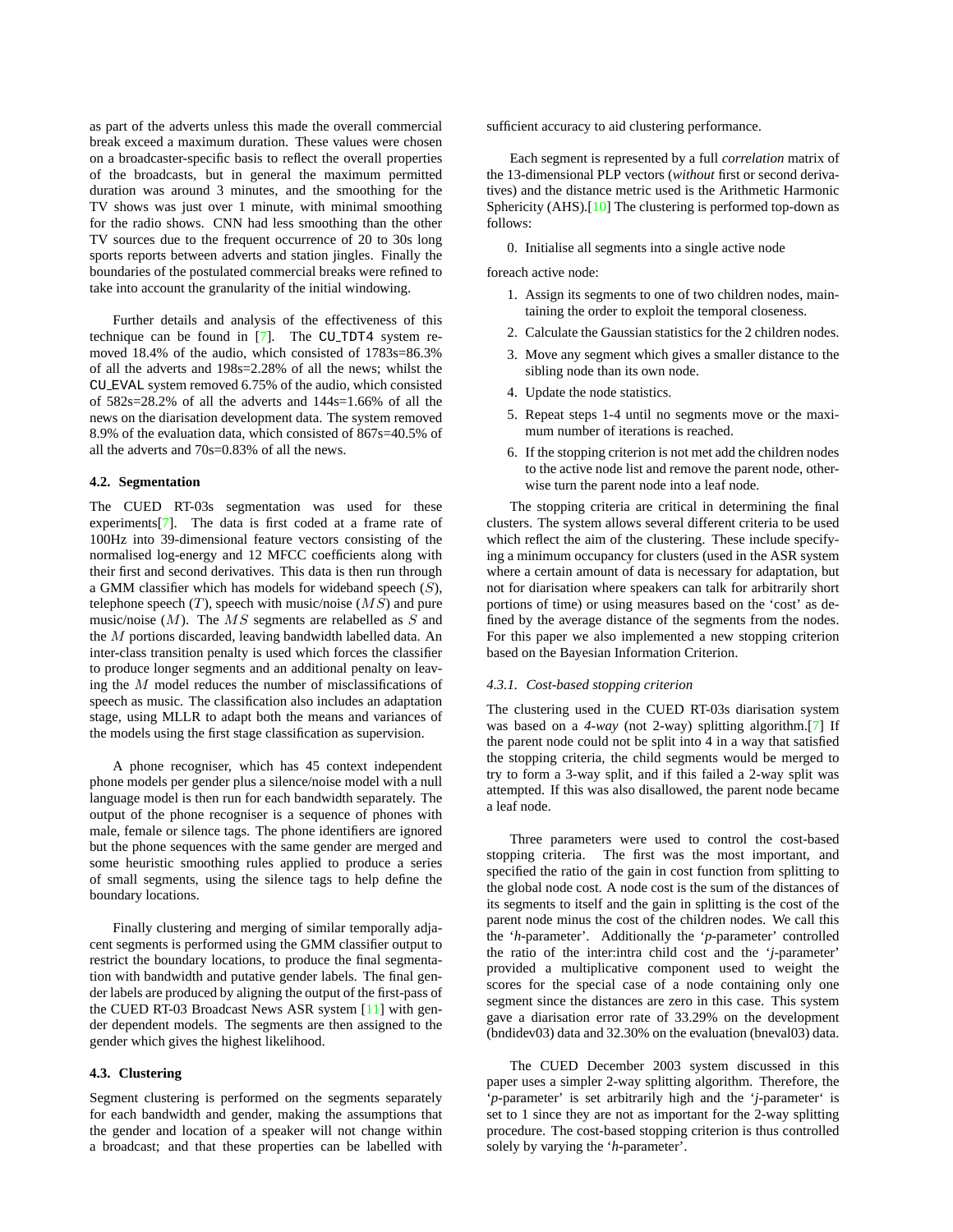as part of the adverts unless this made the overall commercial break exceed a maximum duration. These values were chosen on a broadcaster-specific basis to reflect the overall properties of the broadcasts, but in general the maximum permitted duration was around 3 minutes, and the smoothing for the TV shows was just over 1 minute, with minimal smoothing for the radio shows. CNN had less smoothing than the other TV sources due to the frequent occurrence of 20 to 30s long sports reports between adverts and station jingles. Finally the boundaries of the postulated commercial breaks were refined to take into account the granularity of the initial windowing.

Further details and analysis of the effectiveness of this technique can be found in [7]. The `CU_TDT4` system removed 18.4% of the audio, which consisted of 1783s=86.3% of all the adverts and 198s=2.28% of all the news; whilst the `CU_EVAL` system removed 6.75% of the audio, which consisted of 582s=28.2% of all the adverts and 144s=1.66% of all the news on the diarisation development data. The system removed 8.9% of the evaluation data, which consisted of 867s=40.5% of all the adverts and 70s=0.83% of all the news.

### 4.2. Segmentation

The CUED RT-03s segmentation was used for these experiments[7]. The data is first coded at a frame rate of 100Hz into 39-dimensional feature vectors consisting of the normalised log-energy and 12 MFCC coefficients along with their first and second derivatives. This data is then run through a GMM classifier which has models for wideband speech ($S$), telephone speech ($T$), speech with music/noise ($MS$) and pure music/noise ($M$). The $MS$ segments are relabelled as $S$ and the $M$ portions discarded, leaving bandwidth labelled data. An inter-class transition penalty is used which forces the classifier to produce longer segments and an additional penalty on leaving the $M$ model reduces the number of misclassifications of speech as music. The classification also includes an adaptation stage, using MLLR to adapt both the means and variances of the models using the first stage classification as supervision.

A phone recogniser, which has 45 context independent phone models per gender plus a silence/noise model with a null language model is then run for each bandwidth separately. The output of the phone recogniser is a sequence of phones with male, female or silence tags. The phone identifiers are ignored but the phone sequences with the same gender are merged and some heuristic smoothing rules applied to produce a series of small segments, using the silence tags to help define the boundary locations.

Finally clustering and merging of similar temporally adjacent segments is performed using the GMM classifier output to restrict the boundary locations, to produce the final segmentation with bandwidth and putative gender labels. The final gender labels are produced by aligning the output of the first-pass of the CUED RT-03 Broadcast News ASR system [11] with gender dependent models. The segments are then assigned to the gender which gives the highest likelihood.

### 4.3. Clustering

Segment clustering is performed on the segments separately for each bandwidth and gender, making the assumptions that the gender and location of a speaker will not change within a broadcast; and that these properties can be labelled with sufficient accuracy to aid clustering performance.

Each segment is represented by a full *correlation* matrix of the 13-dimensional PLP vectors (*without* first or second derivatives) and the distance metric used is the Arithmetic Harmonic Sphericity (AHS).[10] The clustering is performed top-down as follows:

0. Initialise all segments into a single active node

foreach active node:

1. Assign its segments to one of two children nodes, maintaining the order to exploit the temporal closeness.
2. Calculate the Gaussian statistics for the 2 children nodes.
3. Move any segment which gives a smaller distance to the sibling node than its own node.
4. Update the node statistics.
5. Repeat steps 1-4 until no segments move or the maximum number of iterations is reached.
6. If the stopping criterion is not met add the children nodes to the active node list and remove the parent node, otherwise turn the parent node into a leaf node.

The stopping criteria are critical in determining the final clusters. The system allows several different criteria to be used which reflect the aim of the clustering. These include specifying a minimum occupancy for clusters (used in the ASR system where a certain amount of data is necessary for adaptation, but not for diarisation where speakers can talk for arbitrarily short portions of time) or using measures based on the 'cost' as defined by the average distance of the segments from the nodes. For this paper we also implemented a new stopping criterion based on the Bayesian Information Criterion.

#### 4.3.1. Cost-based stopping criterion

The clustering used in the CUED RT-03s diarisation system was based on a *4-way* (not 2-way) splitting algorithm.[7] If the parent node could not be split into 4 in a way that satisfied the stopping criteria, the child segments would be merged to try to form a 3-way split, and if this failed a 2-way split was attempted. If this was also disallowed, the parent node became a leaf node.

Three parameters were used to control the cost-based stopping criteria. The first was the most important, and specified the ratio of the gain in cost function from splitting to the global node cost. A node cost is the sum of the distances of its segments to itself and the gain in splitting is the cost of the parent node minus the cost of the children nodes. We call this the '*h*-parameter'. Additionally the '*p*-parameter' controlled the ratio of the inter:intra child cost and the '*j*-parameter' provided a multiplicative component used to weight the scores for the special case of a node containing only one segment since the distances are zero in this case. This system gave a diarisation error rate of 33.29% on the development (bndidev03) data and 32.30% on the evaluation (bneval03) data.

The CUED December 2003 system discussed in this paper uses a simpler 2-way splitting algorithm. Therefore, the '*p*-parameter' is set arbitrarily high and the '*j*-parameter' is set to 1 since they are not as important for the 2-way splitting procedure. The cost-based stopping criterion is thus controlled solely by varying the '*h*-parameter'.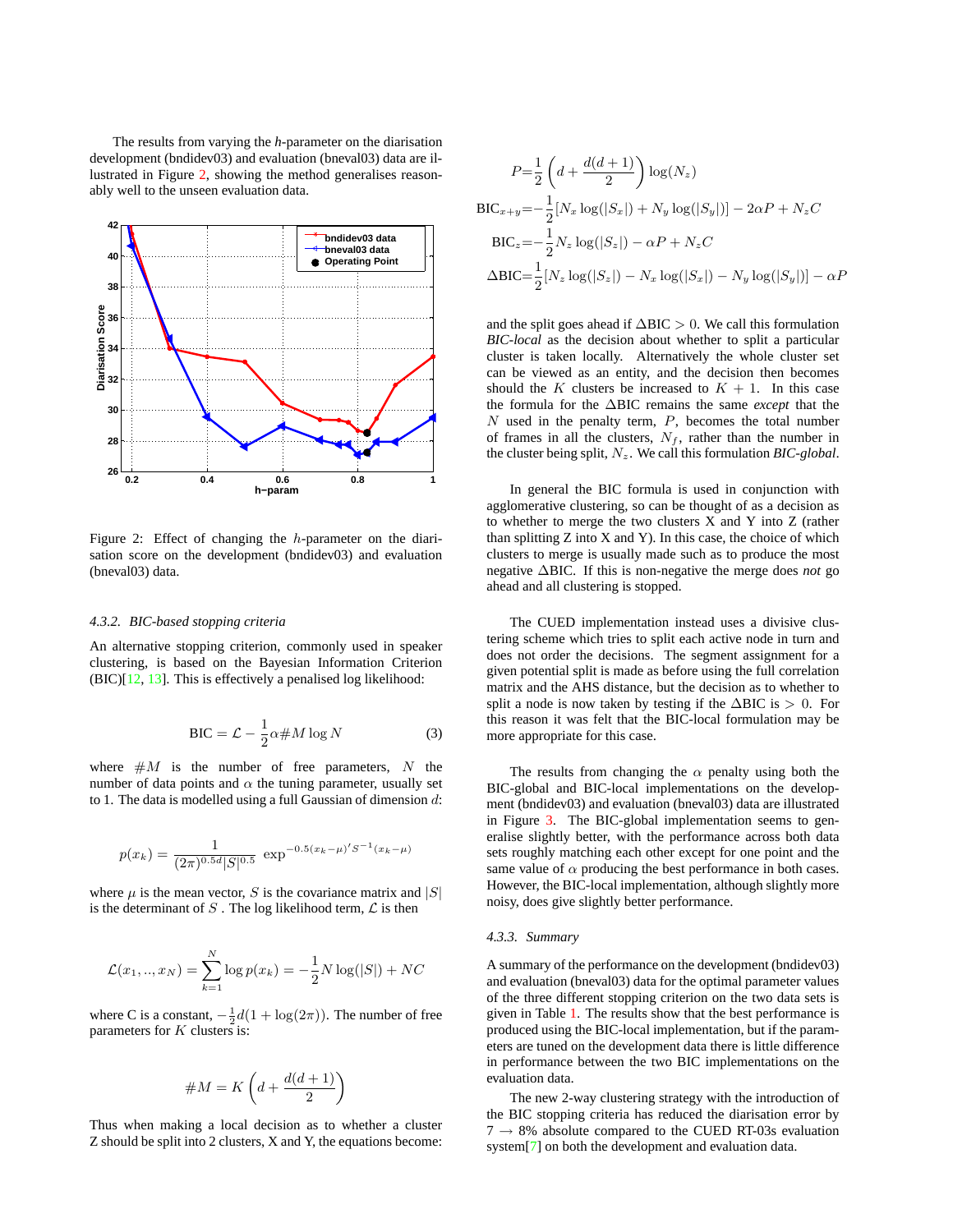The results from varying the $h$-parameter on the diarisation development (bndidev03) and evaluation (bneval03) data are illustrated in Figure 2, showing the method generalises reasonably well to the unseen evaluation data.

Figure 2: Effect of changing the $h$-parameter on the diarisation score on the development (bndidev03) and evaluation (bneval03) data.

#### 4.3.2. BIC-based stopping criteria

An alternative stopping criterion, commonly used in speaker clustering, is based on the Bayesian Information Criterion (BIC)[12, 13]. This is effectively a penalised log likelihood:

$$\text{BIC} = \mathcal{L} - \frac{1}{2}\alpha \#M \log N \quad (3)$$

where $\#M$ is the number of free parameters, $N$ the number of data points and $\alpha$ the tuning parameter, usually set to 1. The data is modelled using a full Gaussian of dimension $d$:

$$p(x_k) = \frac{1}{(2\pi)^{0.5d}|S|^{0.5}} \exp^{-0.5(x_k-\mu)'S^{-1}(x_k-\mu)}$$

where $\mu$ is the mean vector, $S$ is the covariance matrix and $|S|$ is the determinant of $S$ . The log likelihood term, $\mathcal{L}$ is then

$$\mathcal{L}(x_1, .., x_N) = \sum_{k=1}^{N} \log p(x_k) = -\frac{1}{2}N \log(|S|) + NC$$

where C is a constant, $-\frac{1}{2}d(1 + \log(2\pi))$. The number of free parameters for $K$ clusters is:

$$\#M = K\left(d + \frac{d(d+1)}{2}\right)$$

Thus when making a local decision as to whether a cluster Z should be split into 2 clusters, X and Y, the equations become:

$$P = \frac{1}{2}\left(d + \frac{d(d+1)}{2}\right)\log(N_z)$$

$$\text{BIC}_{x+y} = -\frac{1}{2}[N_x \log(|S_x|) + N_y \log(|S_y|)] - 2\alpha P + N_z C$$

$$\text{BIC}_z = -\frac{1}{2}N_z \log(|S_z|) - \alpha P + N_z C$$

$$\Delta\text{BIC} = \frac{1}{2}[N_z \log(|S_z|) - N_x \log(|S_x|) - N_y \log(|S_y|)] - \alpha P$$

and the split goes ahead if $\Delta\text{BIC} > 0$. We call this formulation *BIC-local* as the decision about whether to split a particular cluster is taken locally. Alternatively the whole cluster set can be viewed as an entity, and the decision then becomes should the $K$ clusters be increased to $K + 1$. In this case the formula for the $\Delta\text{BIC}$ remains the same *except* that the $N$ used in the penalty term, $P$, becomes the total number of frames in all the clusters, $N_f$, rather than the number in the cluster being split, $N_z$. We call this formulation *BIC-global*.

In general the BIC formula is used in conjunction with agglomerative clustering, so can be thought of as a decision as to whether to merge the two clusters X and Y into Z (rather than splitting Z into X and Y). In this case, the choice of which clusters to merge is usually made such as to produce the most negative $\Delta\text{BIC}$. If this is non-negative the merge does *not* go ahead and all clustering is stopped.

The CUED implementation instead uses a divisive clustering scheme which tries to split each active node in turn and does not order the decisions. The segment assignment for a given potential split is made as before using the full correlation matrix and the AHS distance, but the decision as to whether to split a node is now taken by testing if the $\Delta\text{BIC}$ is $> 0$. For this reason it was felt that the BIC-local formulation may be more appropriate for this case.

The results from changing the $\alpha$ penalty using both the BIC-global and BIC-local implementations on the development (bndidev03) and evaluation (bneval03) data are illustrated in Figure 3. The BIC-global implementation seems to generalise slightly better, with the performance across both data sets roughly matching each other except for one point and the same value of $\alpha$ producing the best performance in both cases. However, the BIC-local implementation, although slightly more noisy, does give slightly better performance.

#### 4.3.3. Summary

A summary of the performance on the development (bndidev03) and evaluation (bneval03) data for the optimal parameter values of the three different stopping criterion on the two data sets is given in Table 1. The results show that the best performance is produced using the BIC-local implementation, but if the parameters are tuned on the development data there is little difference in performance between the two BIC implementations on the evaluation data.

The new 2-way clustering strategy with the introduction of the BIC stopping criteria has reduced the diarisation error by $7 \rightarrow 8\%$ absolute compared to the CUED RT-03s evaluation system[7] on both the development and evaluation data.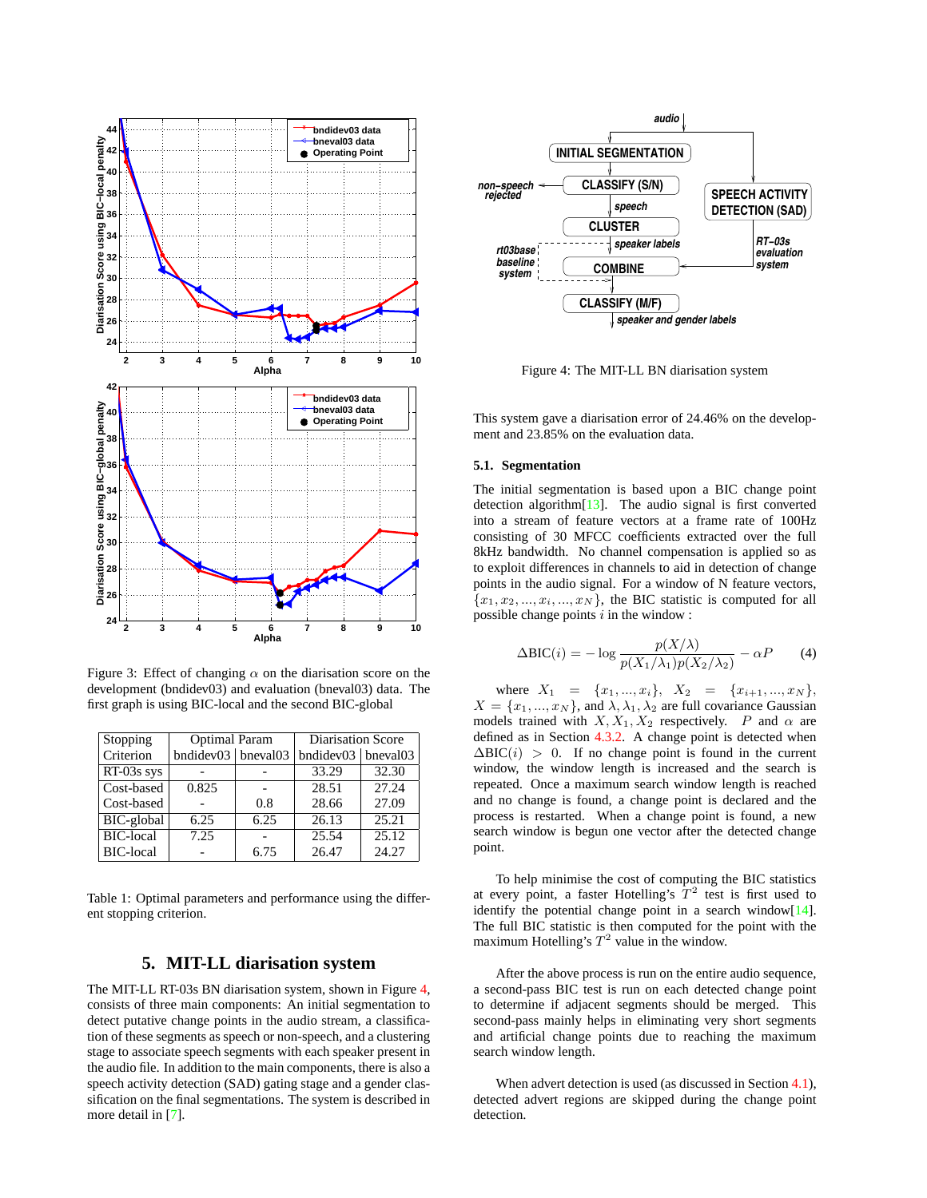Figure 3: Effect of changing $\alpha$ on the diarisation score on the development (bndidev03) and evaluation (bneval03) data. The first graph is using BIC-local and the second BIC-global

| Stopping Criterion | Optimal Param | | Diarisation Score | |
|---|---|---|---|---|
| | bndidev03 | bneval03 | bndidev03 | bneval03 |
| RT-03s sys | - | - | 33.29 | 32.30 |
| Cost-based | 0.825 | - | 28.51 | 27.24 |
| Cost-based | - | 0.8 | 28.66 | 27.09 |
| BIC-global | 6.25 | 6.25 | 26.13 | 25.21 |
| BIC-local | 7.25 | - | 25.54 | 25.12 |
| BIC-local | - | 6.75 | 26.47 | 24.27 |

Table 1: Optimal parameters and performance using the different stopping criterion.

## 5. MIT-LL diarisation system

The MIT-LL RT-03s BN diarisation system, shown in Figure 4, consists of three main components: An initial segmentation to detect putative change points in the audio stream, a classification of these segments as speech or non-speech, and a clustering stage to associate speech segments with each speaker present in the audio file. In addition to the main components, there is also a speech activity detection (SAD) gating stage and a gender classification on the final segmentations. The system is described in more detail in [7].

Figure 4: The MIT-LL BN diarisation system

This system gave a diarisation error of 24.46% on the development and 23.85% on the evaluation data.

### 5.1. Segmentation

The initial segmentation is based upon a BIC change point detection algorithm[13]. The audio signal is first converted into a stream of feature vectors at a frame rate of 100Hz consisting of 30 MFCC coefficients extracted over the full 8kHz bandwidth. No channel compensation is applied so as to exploit differences in channels to aid in detection of change points in the audio signal. For a window of N feature vectors, $\{x_1, x_2, ..., x_i, ..., x_N\}$, the BIC statistic is computed for all possible change points $i$ in the window :

$$\Delta\text{BIC}(i) = -\log \frac{p(X/\lambda)}{p(X_1/\lambda_1)p(X_2/\lambda_2)} - \alpha P \tag{4}$$

where $X_1 = \{x_1, ..., x_i\}$, $X_2 = \{x_{i+1}, ..., x_N\}$, $X = \{x_1, ..., x_N\}$, and $\lambda, \lambda_1, \lambda_2$ are full covariance Gaussian models trained with $X, X_1, X_2$ respectively. $P$ and $\alpha$ are defined as in Section 4.3.2. A change point is detected when $\Delta\text{BIC}(i) > 0$. If no change point is found in the current window, the window length is increased and the search is repeated. Once a maximum search window length is reached and no change is found, a change point is declared and the process is restarted. When a change point is found, a new search window is begun one vector after the detected change point.

To help minimise the cost of computing the BIC statistics at every point, a faster Hotelling's $T^2$ test is first used to identify the potential change point in a search window[14]. The full BIC statistic is then computed for the point with the maximum Hotelling's $T^2$ value in the window.

After the above process is run on the entire audio sequence, a second-pass BIC test is run on each detected change point to determine if adjacent segments should be merged. This second-pass mainly helps in eliminating very short segments and artificial change points due to reaching the maximum search window length.

When advert detection is used (as discussed in Section 4.1), detected advert regions are skipped during the change point detection.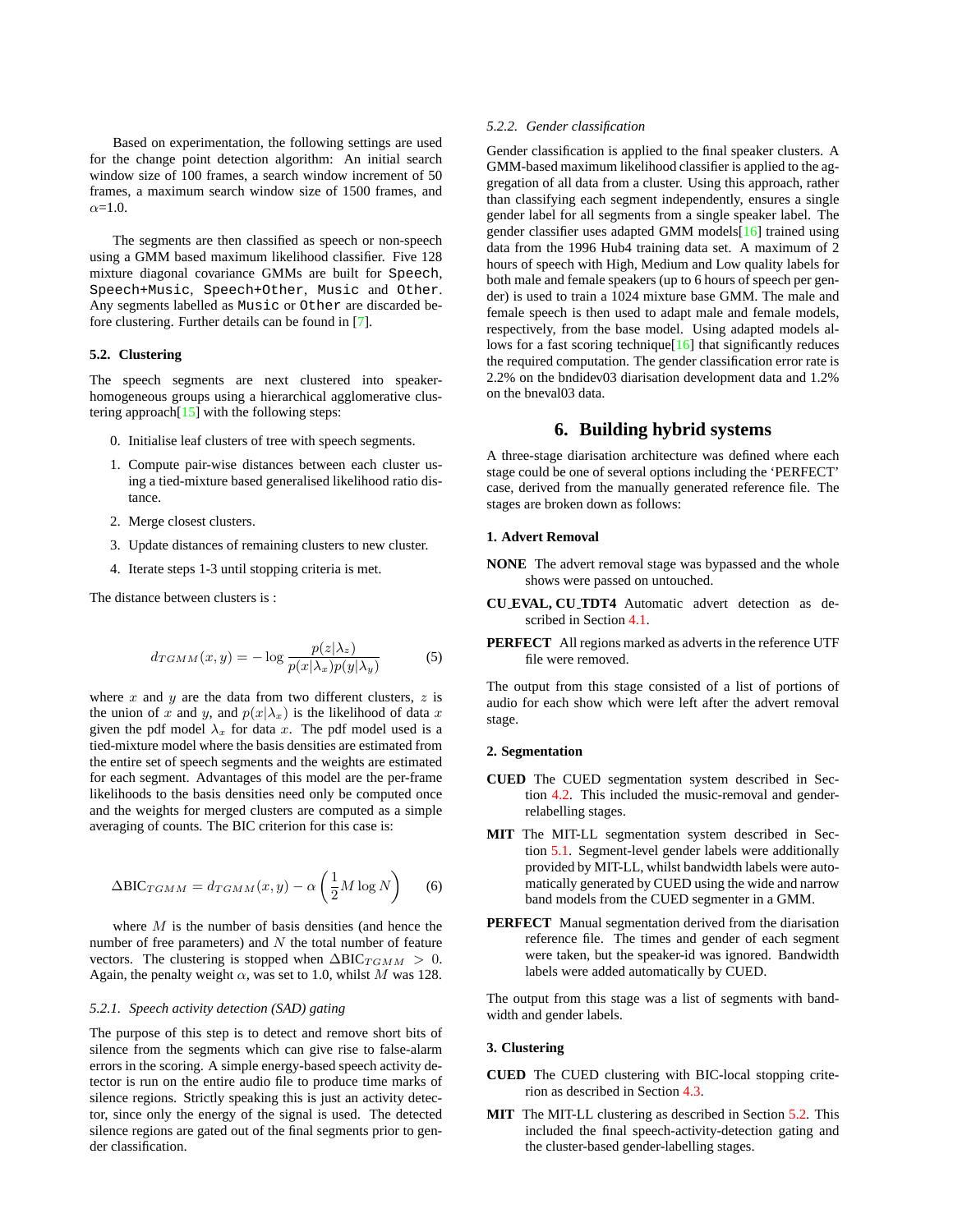Based on experimentation, the following settings are used for the change point detection algorithm: An initial search window size of 100 frames, a search window increment of 50 frames, a maximum search window size of 1500 frames, and $\alpha$=1.0.

The segments are then classified as speech or non-speech using a GMM based maximum likelihood classifier. Five 128 mixture diagonal covariance GMMs are built for `Speech`, `Speech+Music`, `Speech+Other`, `Music` and `Other`. Any segments labelled as `Music` or `Other` are discarded before clustering. Further details can be found in [7].

### 5.2. Clustering

The speech segments are next clustered into speaker-homogeneous groups using a hierarchical agglomerative clustering approach[15] with the following steps:

0. Initialise leaf clusters of tree with speech segments.
1. Compute pair-wise distances between each cluster using a tied-mixture based generalised likelihood ratio distance.
2. Merge closest clusters.
3. Update distances of remaining clusters to new cluster.
4. Iterate steps 1-3 until stopping criteria is met.

The distance between clusters is :

$$d_{TGMM}(x, y) = -\log \frac{p(z|\lambda_z)}{p(x|\lambda_x)p(y|\lambda_y)} \tag{5}$$

where $x$ and $y$ are the data from two different clusters, $z$ is the union of $x$ and $y$, and $p(x|\lambda_x)$ is the likelihood of data $x$ given the pdf model $\lambda_x$ for data $x$. The pdf model used is a tied-mixture model where the basis densities are estimated from the entire set of speech segments and the weights are estimated for each segment. Advantages of this model are the per-frame likelihoods to the basis densities need only be computed once and the weights for merged clusters are computed as a simple averaging of counts. The BIC criterion for this case is:

$$\Delta\text{BIC}_{TGMM} = d_{TGMM}(x, y) - \alpha \left(\frac{1}{2} M \log N\right) \tag{6}$$

where $M$ is the number of basis densities (and hence the number of free parameters) and $N$ the total number of feature vectors. The clustering is stopped when $\Delta\text{BIC}_{TGMM} > 0$. Again, the penalty weight $\alpha$, was set to 1.0, whilst $M$ was 128.

#### 5.2.1. *Speech activity detection (SAD) gating*

The purpose of this step is to detect and remove short bits of silence from the segments which can give rise to false-alarm errors in the scoring. A simple energy-based speech activity detector is run on the entire audio file to produce time marks of silence regions. Strictly speaking this is just an activity detector, since only the energy of the signal is used. The detected silence regions are gated out of the final segments prior to gender classification.

#### 5.2.2. *Gender classification*

Gender classification is applied to the final speaker clusters. A GMM-based maximum likelihood classifier is applied to the aggregation of all data from a cluster. Using this approach, rather than classifying each segment independently, ensures a single gender label for all segments from a single speaker label. The gender classifier uses adapted GMM models[16] trained using data from the 1996 Hub4 training data set. A maximum of 2 hours of speech with High, Medium and Low quality labels for both male and female speakers (up to 6 hours of speech per gender) is used to train a 1024 mixture base GMM. The male and female speech is then used to adapt male and female models, respectively, from the base model. Using adapted models allows for a fast scoring technique[16] that significantly reduces the required computation. The gender classification error rate is 2.2% on the bndidev03 diarisation development data and 1.2% on the bneval03 data.

## 6. Building hybrid systems

A three-stage diarisation architecture was defined where each stage could be one of several options including the 'PERFECT' case, derived from the manually generated reference file. The stages are broken down as follows:

**1. Advert Removal**

**NONE** The advert removal stage was bypassed and the whole shows were passed on untouched.

**CU_EVAL, CU_TDT4** Automatic advert detection as described in Section 4.1.

**PERFECT** All regions marked as adverts in the reference UTF file were removed.

The output from this stage consisted of a list of portions of audio for each show which were left after the advert removal stage.

**2. Segmentation**

**CUED** The CUED segmentation system described in Section 4.2. This included the music-removal and gender-relabelling stages.

**MIT** The MIT-LL segmentation system described in Section 5.1. Segment-level gender labels were additionally provided by MIT-LL, whilst bandwidth labels were automatically generated by CUED using the wide and narrow band models from the CUED segmenter in a GMM.

**PERFECT** Manual segmentation derived from the diarisation reference file. The times and gender of each segment were taken, but the speaker-id was ignored. Bandwidth labels were added automatically by CUED.

The output from this stage was a list of segments with bandwidth and gender labels.

**3. Clustering**

**CUED** The CUED clustering with BIC-local stopping criterion as described in Section 4.3.

**MIT** The MIT-LL clustering as described in Section 5.2. This included the final speech-activity-detection gating and the cluster-based gender-labelling stages.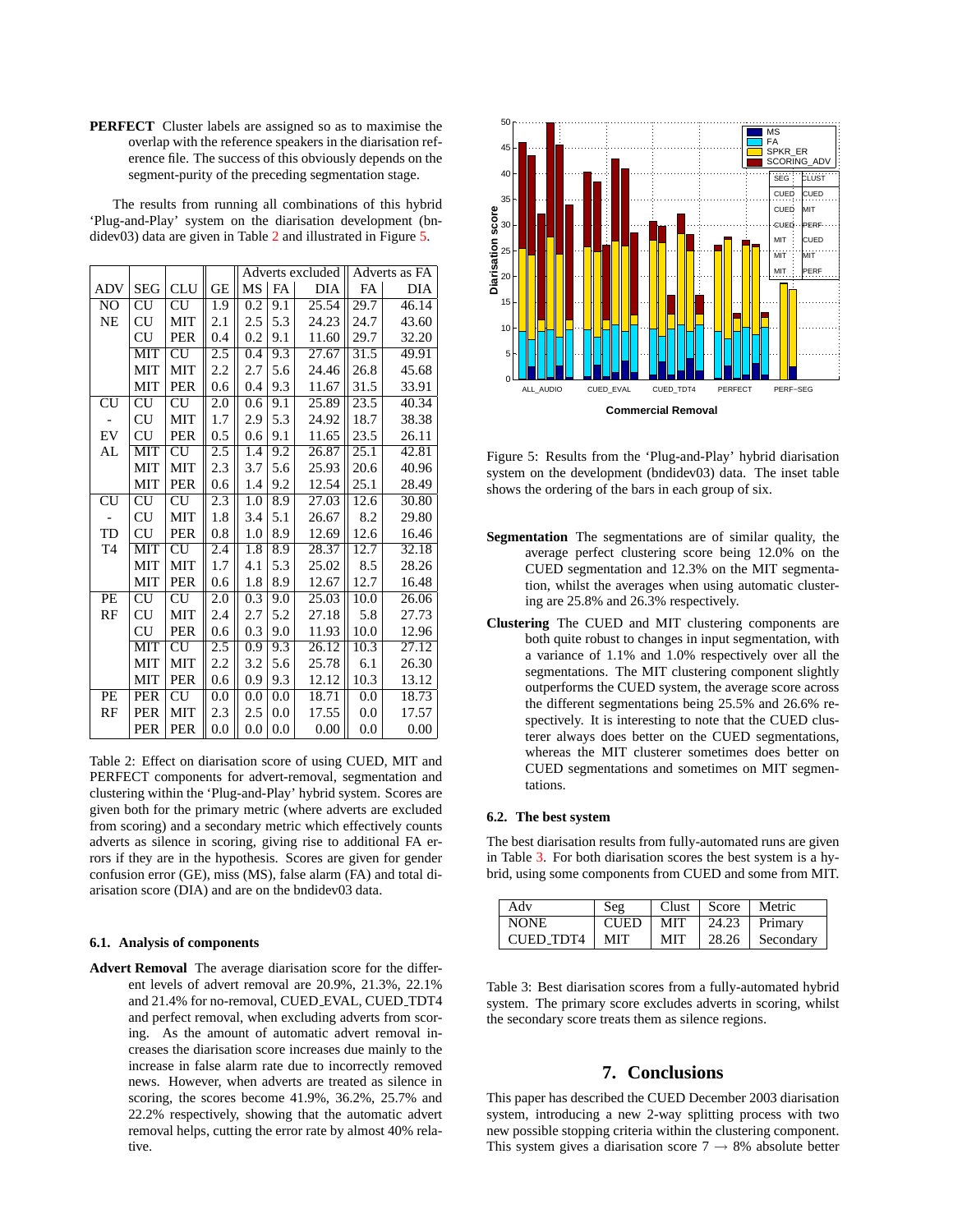**PERFECT** Cluster labels are assigned so as to maximise the overlap with the reference speakers in the diarisation reference file. The success of this obviously depends on the segment-purity of the preceding segmentation stage.

The results from running all combinations of this hybrid 'Plug-and-Play' system on the diarisation development (bndidev03) data are given in Table 2 and illustrated in Figure 5.

| ADV | SEG | CLU | GE | Adverts excluded MS | FA | DIA | Adverts as FA FA | DIA |
|---|---|---|---|---|---|---|---|---|
| NONE | CU | CU | 1.9 | 0.2 | 9.1 | 25.54 | 29.7 | 46.14 |
| | CU | MIT | 2.1 | 2.5 | 5.3 | 24.23 | 24.7 | 43.60 |
| | CU | PER | 0.4 | 0.2 | 9.1 | 11.60 | 29.7 | 32.20 |
| | MIT | CU | 2.5 | 0.4 | 9.3 | 27.67 | 31.5 | 49.91 |
| | MIT | MIT | 2.2 | 2.7 | 5.6 | 24.46 | 26.8 | 45.68 |
| | MIT | PER | 0.6 | 0.4 | 9.3 | 11.67 | 31.5 | 33.91 |
| CU-EVAL | CU | CU | 2.0 | 0.6 | 9.1 | 25.89 | 23.5 | 40.34 |
| | CU | MIT | 1.7 | 2.9 | 5.3 | 24.92 | 18.7 | 38.38 |
| | CU | PER | 0.5 | 0.6 | 9.1 | 11.65 | 23.5 | 26.11 |
| | MIT | CU | 2.5 | 1.4 | 9.2 | 26.87 | 25.1 | 42.81 |
| | MIT | MIT | 2.3 | 3.7 | 5.6 | 25.93 | 20.6 | 40.96 |
| | MIT | PER | 0.6 | 1.4 | 9.2 | 12.54 | 25.1 | 28.49 |
| CU-TDT4 | CU | CU | 2.3 | 1.0 | 8.9 | 27.03 | 12.6 | 30.80 |
| | CU | MIT | 1.8 | 3.4 | 5.1 | 26.67 | 8.2 | 29.80 |
| | CU | PER | 0.8 | 1.0 | 8.9 | 12.69 | 12.6 | 16.46 |
| | MIT | CU | 2.4 | 1.8 | 8.9 | 28.37 | 12.7 | 32.18 |
| | MIT | MIT | 1.7 | 4.1 | 5.3 | 25.02 | 8.5 | 28.26 |
| | MIT | PER | 0.6 | 1.8 | 8.9 | 12.67 | 12.7 | 16.48 |
| PERF | CU | CU | 2.0 | 0.3 | 9.0 | 25.03 | 10.0 | 26.06 |
| | CU | MIT | 2.4 | 2.7 | 5.2 | 27.18 | 5.8 | 27.73 |
| | CU | PER | 0.6 | 0.3 | 9.0 | 11.93 | 10.0 | 12.96 |
| | MIT | CU | 2.5 | 0.9 | 9.3 | 26.12 | 10.3 | 27.12 |
| | MIT | MIT | 2.2 | 3.2 | 5.6 | 25.78 | 6.1 | 26.30 |
| | MIT | PER | 0.6 | 0.9 | 9.3 | 12.12 | 10.3 | 13.12 |
| PERF | PER | CU | 0.0 | 0.0 | 0.0 | 18.71 | 0.0 | 18.73 |
| | PER | MIT | 2.3 | 2.5 | 0.0 | 17.55 | 0.0 | 17.57 |
| | PER | PER | 0.0 | 0.0 | 0.0 | 0.00 | 0.0 | 0.00 |

Table 2: Effect on diarisation score of using CUED, MIT and PERFECT components for advert-removal, segmentation and clustering within the 'Plug-and-Play' hybrid system. Scores are given both for the primary metric (where adverts are excluded from scoring) and a secondary metric which effectively counts adverts as silence in scoring, giving rise to additional FA errors if they are in the hypothesis. Scores are given for gender confusion error (GE), miss (MS), false alarm (FA) and total diarisation score (DIA) and are on the bndidev03 data.

### 6.1. Analysis of components

**Advert Removal** The average diarisation score for the different levels of advert removal are 20.9%, 21.3%, 22.1% and 21.4% for no-removal, CUED_EVAL, CUED_TDT4 and perfect removal, when excluding adverts from scoring. As the amount of automatic advert removal increases the diarisation score increases due mainly to the increase in false alarm rate due to incorrectly removed news. However, when adverts are treated as silence in scoring, the scores become 41.9%, 36.2%, 25.7% and 22.2% respectively, showing that the automatic advert removal helps, cutting the error rate by almost 40% relative.

Figure 5: Results from the 'Plug-and-Play' hybrid diarisation system on the development (bndidev03) data. The inset table shows the ordering of the bars in each group of six.

**Segmentation** The segmentations are of similar quality, the average perfect clustering score being 12.0% on the CUED segmentation and 12.3% on the MIT segmentation, whilst the averages when using automatic clustering are 25.8% and 26.3% respectively.

**Clustering** The CUED and MIT clustering components are both quite robust to changes in input segmentation, with a variance of 1.1% and 1.0% respectively over all the segmentations. The MIT clustering component slightly outperforms the CUED system, the average score across the different segmentations being 25.5% and 26.6% respectively. It is interesting to note that the CUED clusterer always does better on the CUED segmentations, whereas the MIT clusterer sometimes does better on CUED segmentations and sometimes on MIT segmentations.

### 6.2. The best system

The best diarisation results from fully-automated runs are given in Table 3. For both diarisation scores the best system is a hybrid, using some components from CUED and some from MIT.

| Adv | Seg | Clust | Score | Metric |
|---|---|---|---|---|
| NONE | CUED | MIT | 24.23 | Primary |
| CUED_TDT4 | MIT | MIT | 28.26 | Secondary |

Table 3: Best diarisation scores from a fully-automated hybrid system. The primary score excludes adverts in scoring, whilst the secondary score treats them as silence regions.

## 7. Conclusions

This paper has described the CUED December 2003 diarisation system, introducing a new 2-way splitting process with two new possible stopping criteria within the clustering component. This system gives a diarisation score $7 \rightarrow 8\%$ absolute better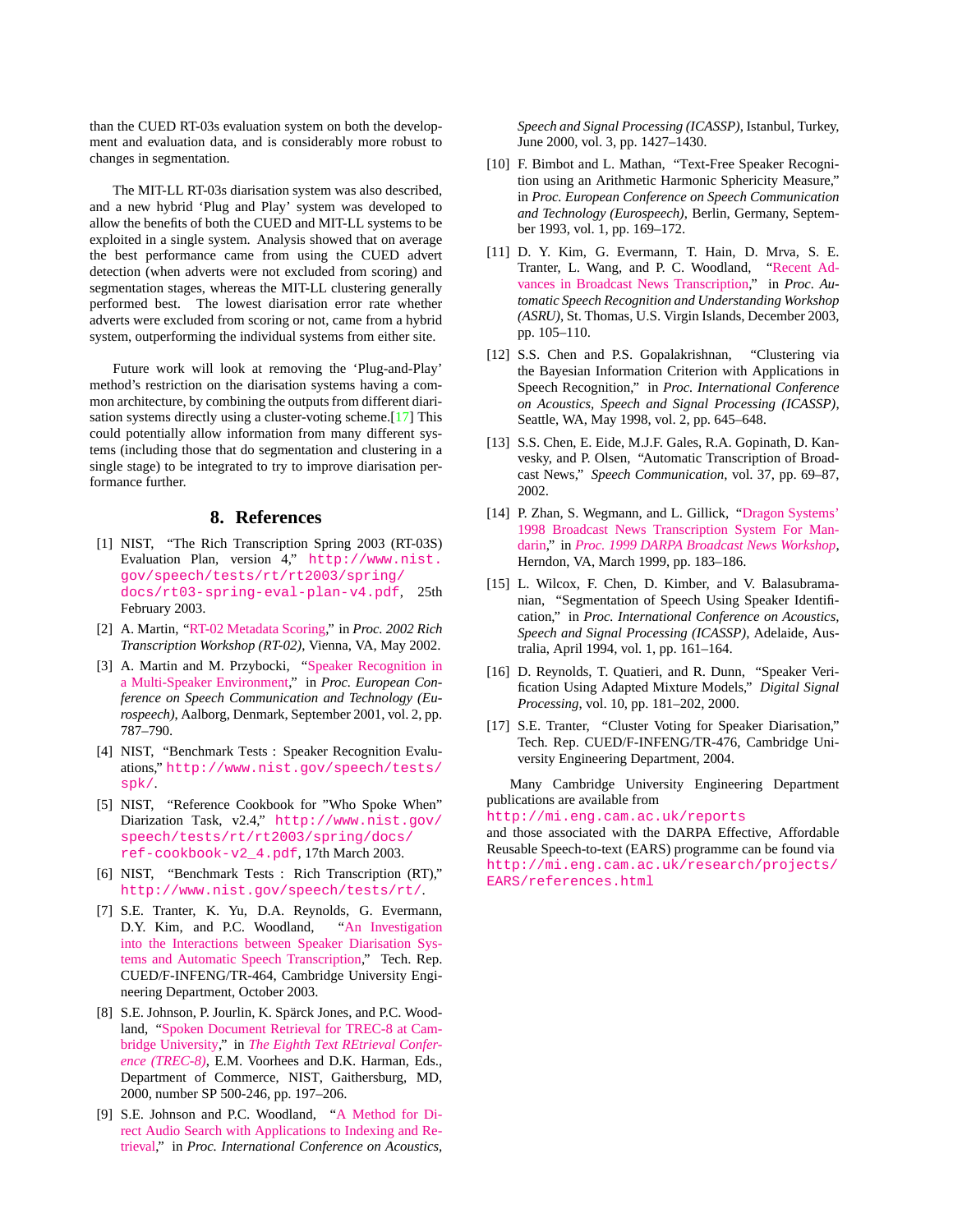than the CUED RT-03s evaluation system on both the development and evaluation data, and is considerably more robust to changes in segmentation.

The MIT-LL RT-03s diarisation system was also described, and a new hybrid 'Plug and Play' system was developed to allow the benefits of both the CUED and MIT-LL systems to be exploited in a single system. Analysis showed that on average the best performance came from using the CUED advert detection (when adverts were not excluded from scoring) and segmentation stages, whereas the MIT-LL clustering generally performed best. The lowest diarisation error rate whether adverts were excluded from scoring or not, came from a hybrid system, outperforming the individual systems from either site.

Future work will look at removing the 'Plug-and-Play' method's restriction on the diarisation systems having a common architecture, by combining the outputs from different diarisation systems directly using a cluster-voting scheme.[17] This could potentially allow information from many different systems (including those that do segmentation and clustering in a single stage) to be integrated to try to improve diarisation performance further.

## 8. References

[1] NIST, "The Rich Transcription Spring 2003 (RT-03S) Evaluation Plan, version 4," http://www.nist.gov/speech/tests/rt/rt2003/spring/docs/rt03-spring-eval-plan-v4.pdf, 25th February 2003.

[2] A. Martin, "RT-02 Metadata Scoring," in *Proc. 2002 Rich Transcription Workshop (RT-02)*, Vienna, VA, May 2002.

[3] A. Martin and M. Przybocki, "Speaker Recognition in a Multi-Speaker Environment," in *Proc. European Conference on Speech Communication and Technology (Eurospeech)*, Aalborg, Denmark, September 2001, vol. 2, pp. 787–790.

[4] NIST, "Benchmark Tests : Speaker Recognition Evaluations," http://www.nist.gov/speech/tests/spk/.

[5] NIST, "Reference Cookbook for "Who Spoke When" Diarization Task, v2.4," http://www.nist.gov/speech/tests/rt/rt2003/spring/docs/ref-cookbook-v2_4.pdf, 17th March 2003.

[6] NIST, "Benchmark Tests : Rich Transcription (RT)," http://www.nist.gov/speech/tests/rt/.

[7] S.E. Tranter, K. Yu, D.A. Reynolds, G. Evermann, D.Y. Kim, and P.C. Woodland, "An Investigation into the Interactions between Speaker Diarisation Systems and Automatic Speech Transcription," Tech. Rep. CUED/F-INFENG/TR-464, Cambridge University Engineering Department, October 2003.

[8] S.E. Johnson, P. Jourlin, K. Spärck Jones, and P.C. Woodland, "Spoken Document Retrieval for TREC-8 at Cambridge University," in *The Eighth Text REtrieval Conference (TREC-8)*, E.M. Voorhees and D.K. Harman, Eds., Department of Commerce, NIST, Gaithersburg, MD, 2000, number SP 500-246, pp. 197–206.

[9] S.E. Johnson and P.C. Woodland, "A Method for Direct Audio Search with Applications to Indexing and Retrieval," in *Proc. International Conference on Acoustics, Speech and Signal Processing (ICASSP)*, Istanbul, Turkey, June 2000, vol. 3, pp. 1427–1430.

[10] F. Bimbot and L. Mathan, "Text-Free Speaker Recognition using an Arithmetic Harmonic Sphericity Measure," in *Proc. European Conference on Speech Communication and Technology (Eurospeech)*, Berlin, Germany, September 1993, vol. 1, pp. 169–172.

[11] D. Y. Kim, G. Evermann, T. Hain, D. Mrva, S. E. Tranter, L. Wang, and P. C. Woodland, "Recent Advances in Broadcast News Transcription," in *Proc. Automatic Speech Recognition and Understanding Workshop (ASRU)*, St. Thomas, U.S. Virgin Islands, December 2003, pp. 105–110.

[12] S.S. Chen and P.S. Gopalakrishnan, "Clustering via the Bayesian Information Criterion with Applications in Speech Recognition," in *Proc. International Conference on Acoustics, Speech and Signal Processing (ICASSP)*, Seattle, WA, May 1998, vol. 2, pp. 645–648.

[13] S.S. Chen, E. Eide, M.J.F. Gales, R.A. Gopinath, D. Kanvesky, and P. Olsen, "Automatic Transcription of Broadcast News," *Speech Communication*, vol. 37, pp. 69–87, 2002.

[14] P. Zhan, S. Wegmann, and L. Gillick, "Dragon Systems' 1998 Broadcast News Transcription System For Mandarin," in *Proc. 1999 DARPA Broadcast News Workshop*, Herndon, VA, March 1999, pp. 183–186.

[15] L. Wilcox, F. Chen, D. Kimber, and V. Balasubramanian, "Segmentation of Speech Using Speaker Identification," in *Proc. International Conference on Acoustics, Speech and Signal Processing (ICASSP)*, Adelaide, Australia, April 1994, vol. 1, pp. 161–164.

[16] D. Reynolds, T. Quatieri, and R. Dunn, "Speaker Verification Using Adapted Mixture Models," *Digital Signal Processing*, vol. 10, pp. 181–202, 2000.

[17] S.E. Tranter, "Cluster Voting for Speaker Diarisation," Tech. Rep. CUED/F-INFENG/TR-476, Cambridge University Engineering Department, 2004.

Many Cambridge University Engineering Department publications are available from http://mi.eng.cam.ac.uk/reports and those associated with the DARPA Effective, Affordable Reusable Speech-to-text (EARS) programme can be found via http://mi.eng.cam.ac.uk/research/projects/EARS/references.html